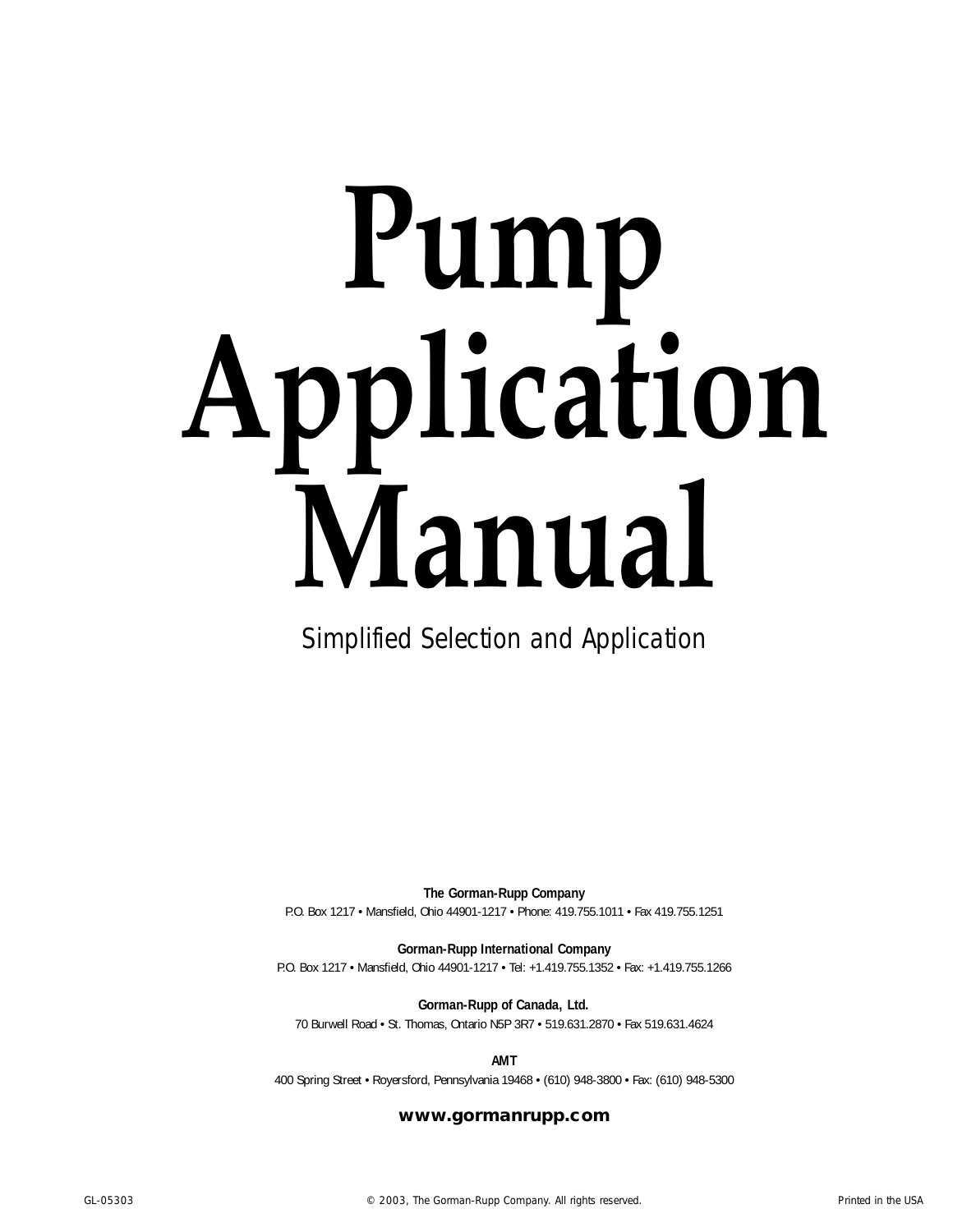# Pump Application Manual

Simplified Selection and Application

**The Gorman-Rupp Company**
P.O. Box 1217 • Mansfield, Ohio 44901-1217 • Phone: 419.755.1011 • Fax 419.755.1251

**Gorman-Rupp International Company**
P.O. Box 1217 • Mansfield, Ohio 44901-1217 • Tel: +1.419.755.1352 • Fax: +1.419.755.1266

**Gorman-Rupp of Canada, Ltd.**
70 Burwell Road • St. Thomas, Ontario N5P 3R7 • 519.631.2870 • Fax 519.631.4624

**AMT**
400 Spring Street • Royersford, Pennsylvania 19468 • (610) 948-3800 • Fax: (610) 948-5300

**www.gormanrupp.com**

GL-05303 © 2003, The Gorman-Rupp Company. All rights reserved. Printed in the USA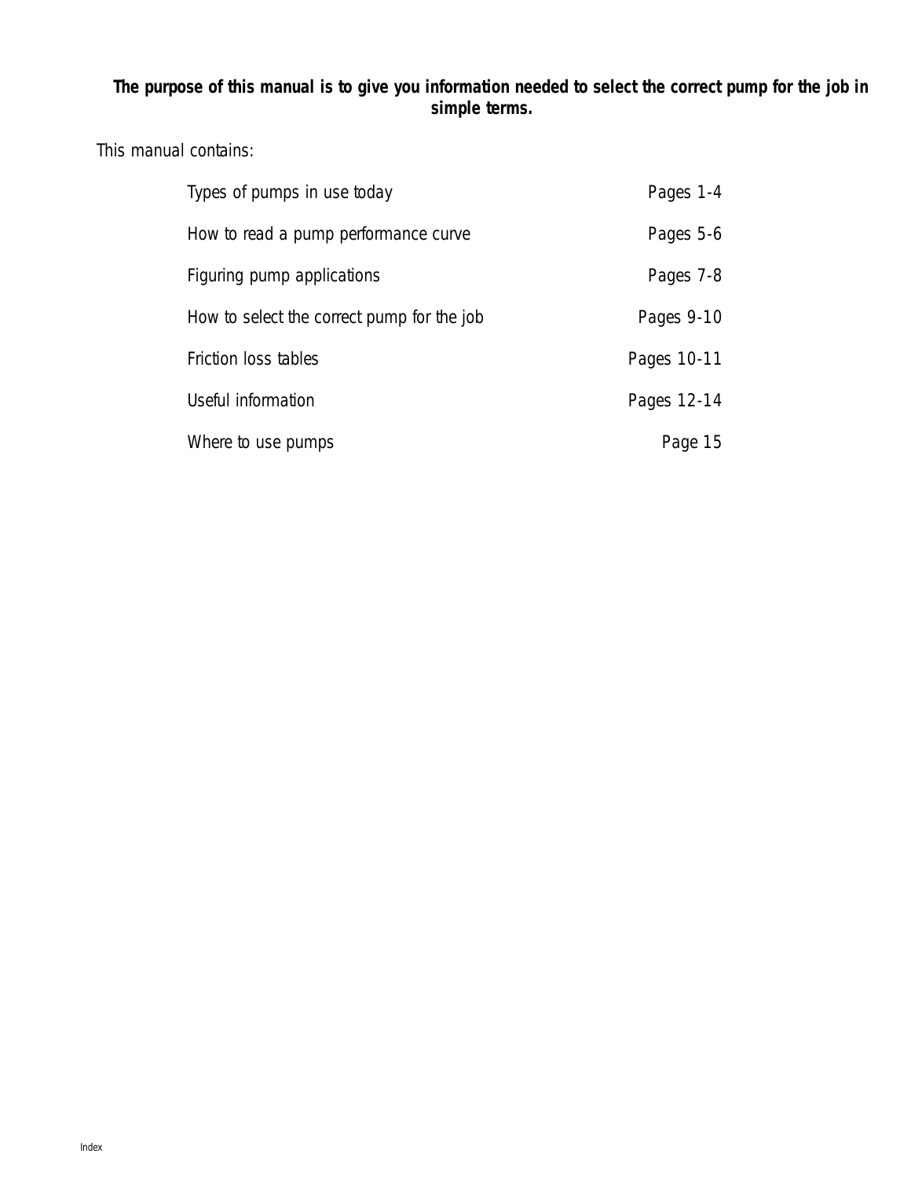**The purpose of this manual is to give you information needed to select the correct pump for the job in simple terms.**

This manual contains:

| | |
|---|---|
| Types of pumps in use today | Pages 1-4 |
| How to read a pump performance curve | Pages 5-6 |
| Figuring pump applications | Pages 7-8 |
| How to select the correct pump for the job | Pages 9-10 |
| Friction loss tables | Pages 10-11 |
| Useful information | Pages 12-14 |
| Where to use pumps | Page 15 |

Index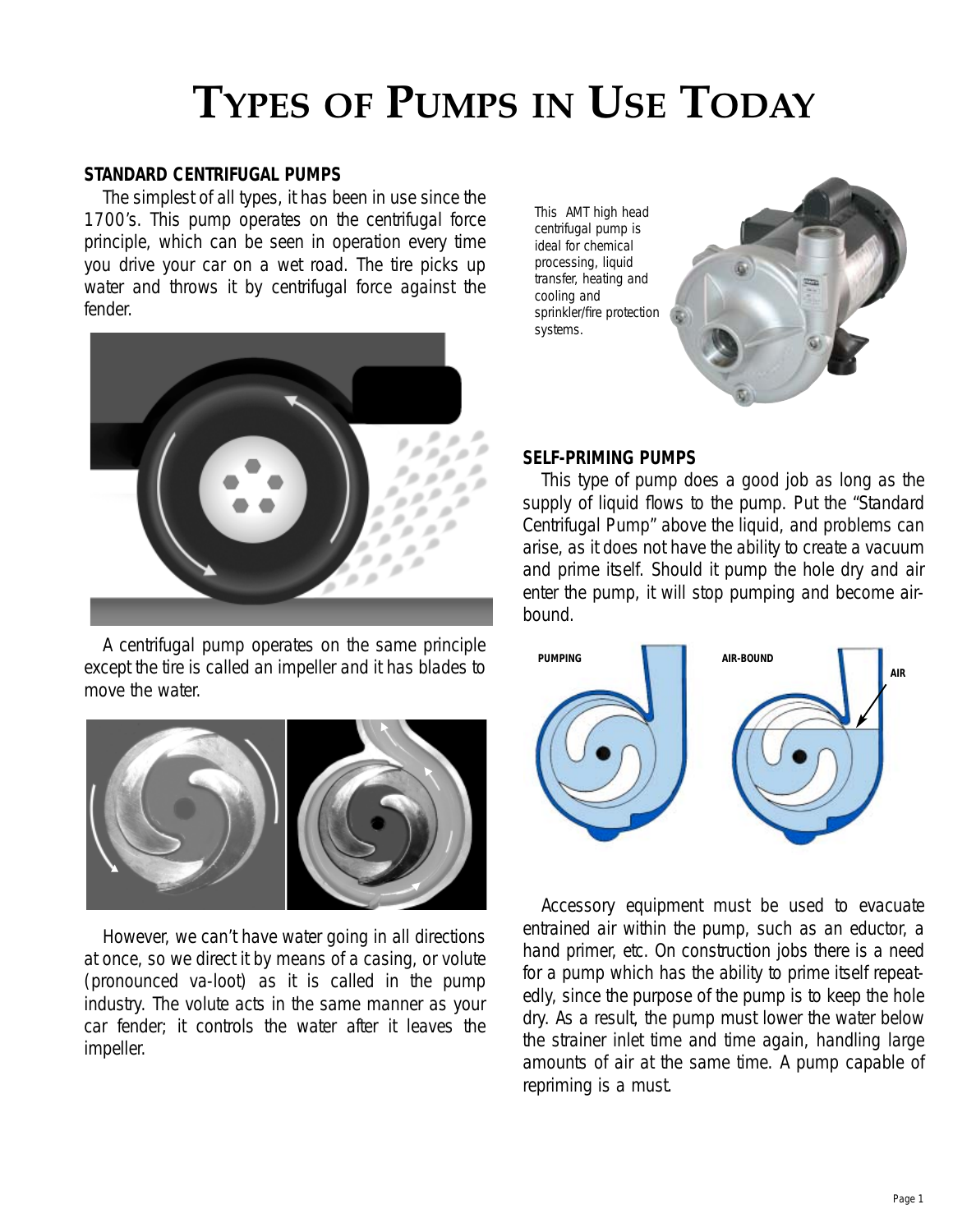# TYPES OF PUMPS IN USE TODAY

### STANDARD CENTRIFUGAL PUMPS

The simplest of all types, it has been in use since the 1700's. This pump operates on the centrifugal force principle, which can be seen in operation every time you drive your car on a wet road. The tire picks up water and throws it by centrifugal force against the fender.

A centrifugal pump operates on the same principle except the tire is called an impeller and it has blades to move the water.

However, we can't have water going in all directions at once, so we direct it by means of a casing, or volute (pronounced va-loot) as it is called in the pump industry. The volute acts in the same manner as your car fender; it controls the water after it leaves the impeller.

This AMT high head centrifugal pump is ideal for chemical processing, liquid transfer, heating and cooling and sprinkler/fire protection systems.

### SELF-PRIMING PUMPS

This type of pump does a good job as long as the supply of liquid flows to the pump. Put the "Standard Centrifugal Pump" above the liquid, and problems can arise, as it does not have the ability to create a vacuum and prime itself. Should it pump the hole dry and air enter the pump, it will stop pumping and become air-bound.

PUMPING

AIR-BOUND

AIR

Accessory equipment must be used to evacuate entrained air within the pump, such as an eductor, a hand primer, etc. On construction jobs there is a need for a pump which has the ability to prime itself repeatedly, since the purpose of the pump is to keep the hole dry. As a result, the pump must lower the water below the strainer inlet time and time again, handling large amounts of air at the same time. A pump capable of repriming is a must.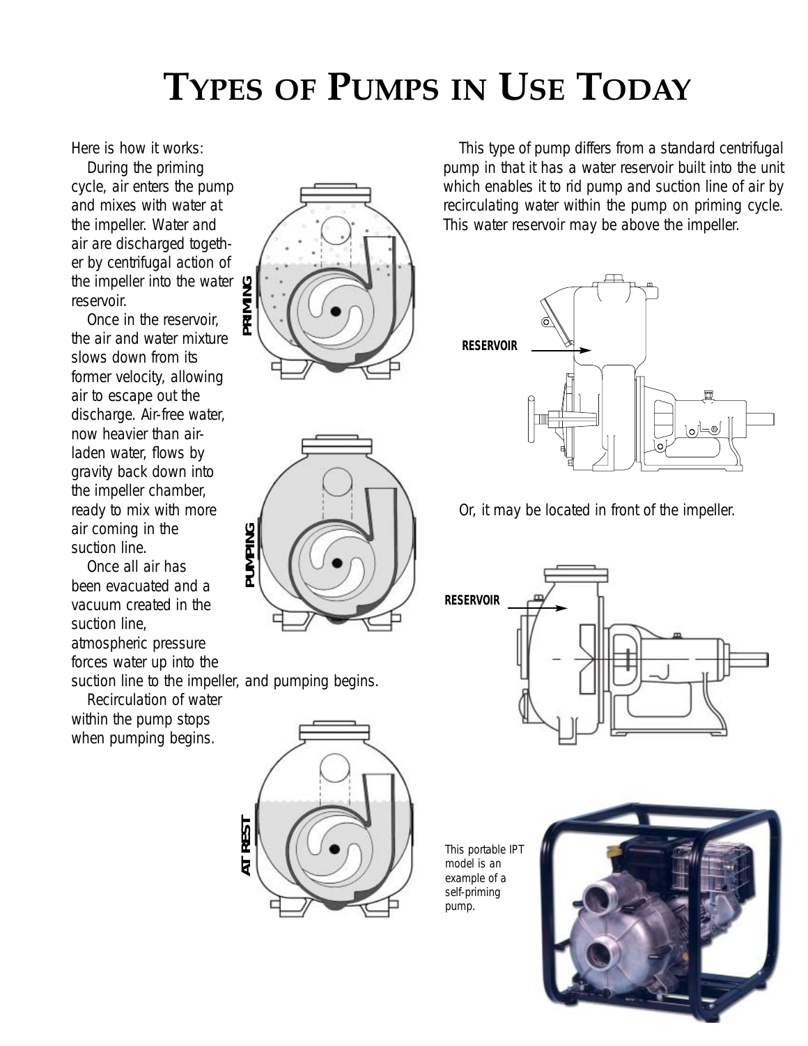# TYPES OF PUMPS IN USE TODAY

Here is how it works:

During the priming cycle, air enters the pump and mixes with water at the impeller. Water and air are discharged together by centrifugal action of the impeller into the water reservoir.

Once in the reservoir, the air and water mixture slows down from its former velocity, allowing air to escape out the discharge. Air-free water, now heavier than air-laden water, flows by gravity back down into the impeller chamber, ready to mix with more air coming in the suction line.

Once all air has been evacuated and a vacuum created in the suction line, atmospheric pressure forces water up into the suction line to the impeller, and pumping begins.

Recirculation of water within the pump stops when pumping begins.

PRIMING

PUMPING

AT REST

This type of pump differs from a standard centrifugal pump in that it has a water reservoir built into the unit which enables it to rid pump and suction line of air by recirculating water within the pump on priming cycle. This water reservoir may be above the impeller.

RESERVOIR

Or, it may be located in front of the impeller.

RESERVOIR

This portable IPT model is an example of a self-priming pump.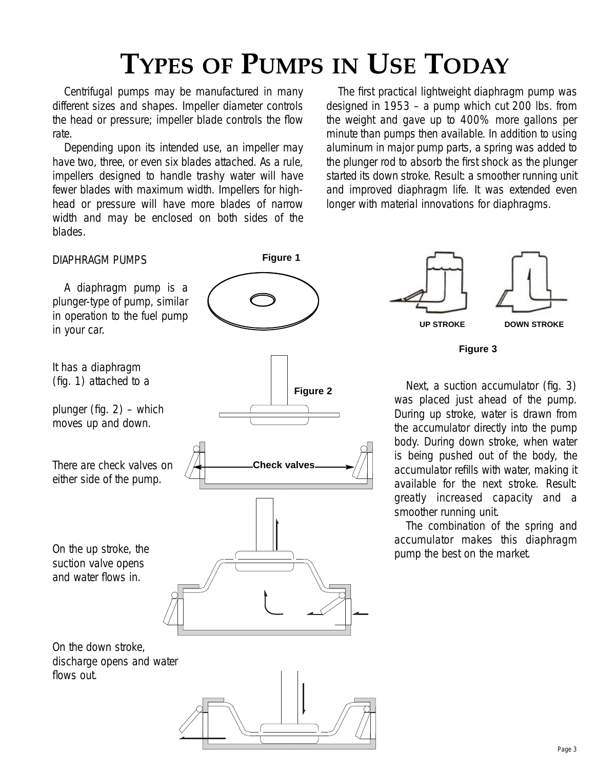# TYPES OF PUMPS IN USE TODAY

Centrifugal pumps may be manufactured in many different sizes and shapes. Impeller diameter controls the head or pressure; impeller blade controls the flow rate.

Depending upon its intended use, an impeller may have two, three, or even six blades attached. As a rule, impellers designed to handle trashy water will have fewer blades with maximum width. Impellers for high-head or pressure will have more blades of narrow width and may be enclosed on both sides of the blades.

The first practical lightweight diaphragm pump was designed in 1953 – a pump which cut 200 lbs. from the weight and gave up to 400% more gallons per minute than pumps then available. In addition to using aluminum in major pump parts, a spring was added to the plunger rod to absorb the first shock as the plunger started its down stroke. Result: a smoother running unit and improved diaphragm life. It was extended even longer with material innovations for diaphragms.

DIAPHRAGM PUMPS

A diaphragm pump is a plunger-type of pump, similar in operation to the fuel pump in your car.

Figure 1

It has a diaphragm (fig. 1) attached to a plunger (fig. 2) – which moves up and down.

Figure 2

There are check valves on either side of the pump.

Check valves

On the up stroke, the suction valve opens and water flows in.

On the down stroke, discharge opens and water flows out.

UP STROKE DOWN STROKE

Figure 3

Next, a suction accumulator (fig. 3) was placed just ahead of the pump. During up stroke, water is drawn from the accumulator directly into the pump body. During down stroke, when water is being pushed out of the body, the accumulator refills with water, making it available for the next stroke. Result: greatly increased capacity and a smoother running unit.

The combination of the spring and accumulator makes this diaphragm pump the best on the market.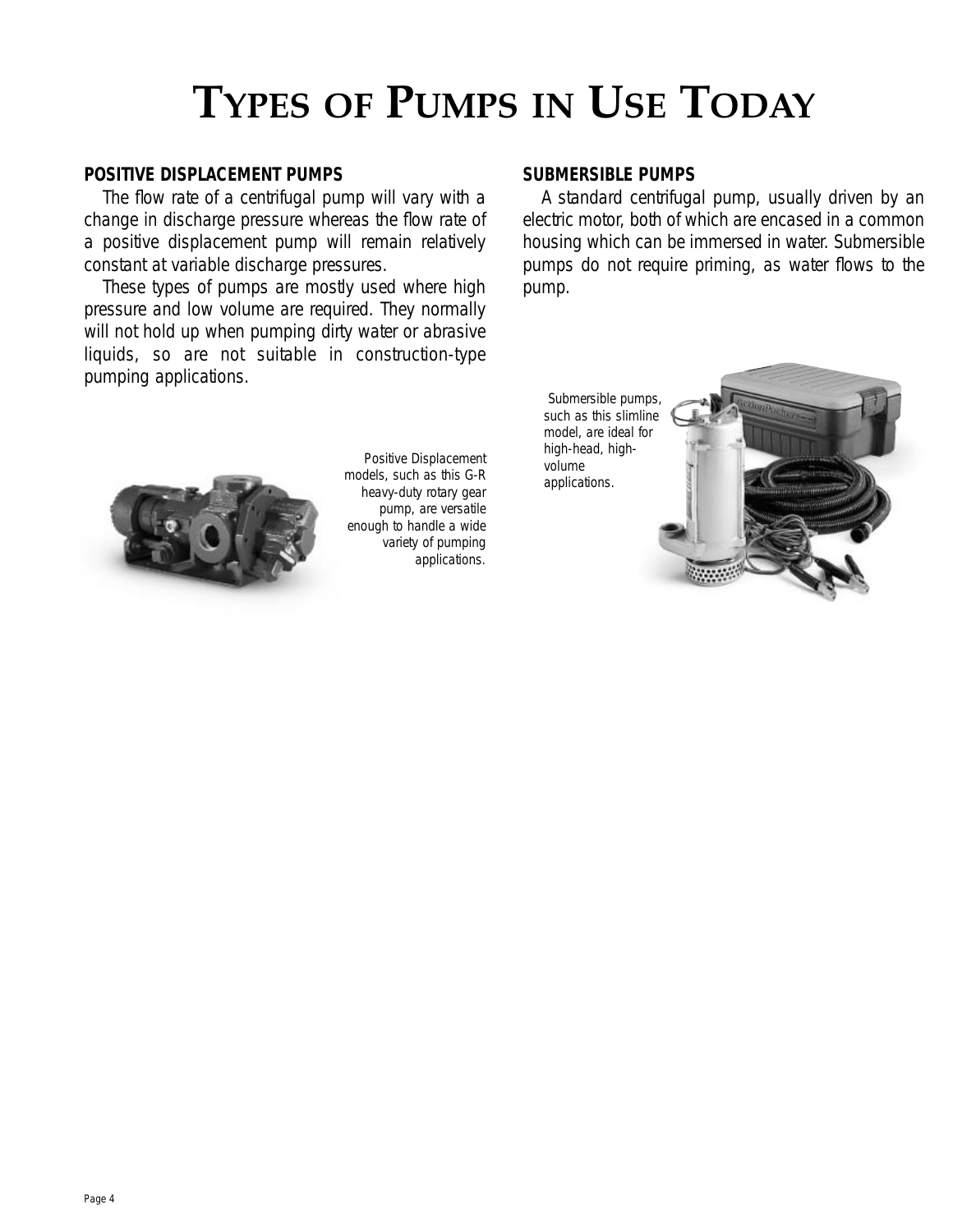# Types of Pumps in Use Today

## POSITIVE DISPLACEMENT PUMPS

The flow rate of a centrifugal pump will vary with a change in discharge pressure whereas the flow rate of a positive displacement pump will remain relatively constant at variable discharge pressures.

These types of pumps are mostly used where high pressure and low volume are required. They normally will not hold up when pumping dirty water or abrasive liquids, so are not suitable in construction-type pumping applications.

Positive Displacement models, such as this G-R heavy-duty rotary gear pump, are versatile enough to handle a wide variety of pumping applications.

## SUBMERSIBLE PUMPS

A standard centrifugal pump, usually driven by an electric motor, both of which are encased in a common housing which can be immersed in water. Submersible pumps do not require priming, as water flows to the pump.

Submersible pumps, such as this slimline model, are ideal for high-head, high-volume applications.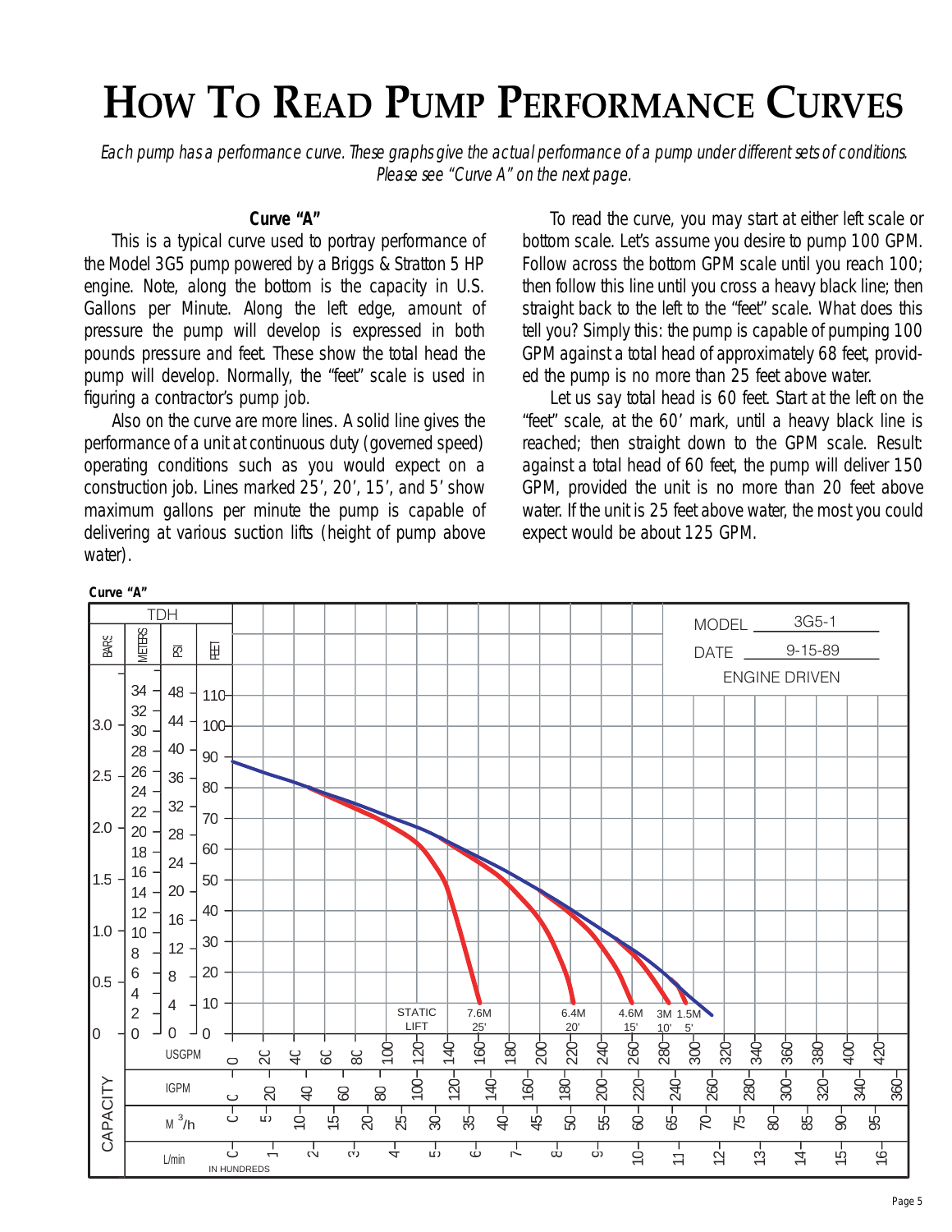# How To Read Pump Performance Curves

*Each pump has a performance curve. These graphs give the actual performance of a pump under different sets of conditions. Please see "Curve A" on the next page.*

**Curve "A"**

This is a typical curve used to portray performance of the Model 3G5 pump powered by a Briggs & Stratton 5 HP engine. Note, along the bottom is the capacity in U.S. Gallons per Minute. Along the left edge, amount of pressure the pump will develop is expressed in both pounds pressure and feet. These show the total head the pump will develop. Normally, the "feet" scale is used in figuring a contractor's pump job.

Also on the curve are more lines. A solid line gives the performance of a unit at continuous duty (governed speed) operating conditions such as you would expect on a construction job. Lines marked 25', 20', 15', and 5' show maximum gallons per minute the pump is capable of delivering at various suction lifts (height of pump above water).

To read the curve, you may start at either left scale or bottom scale. Let's assume you desire to pump 100 GPM. Follow across the bottom GPM scale until you reach 100; then follow this line until you cross a heavy black line; then straight back to the left to the "feet" scale. What does this tell you? Simply this: the pump is capable of pumping 100 GPM against a total head of approximately 68 feet, provided the pump is no more than 25 feet above water.

Let us say total head is 60 feet. Start at the left on the "feet" scale, at the 60' mark, until a heavy black line is reached; then straight down to the GPM scale. Result: against a total head of 60 feet, the pump will deliver 150 GPM, provided the unit is no more than 20 feet above water. If the unit is 25 feet above water, the most you could expect would be about 125 GPM.

**Curve "A"**

MODEL 3G5-1
DATE 9-15-89
ENGINE DRIVEN

TDH: BARS | METERS | PSI | FEET

STATIC LIFT: 7.6M 25' | 6.4M 20' | 4.6M 15' | 3M 10' | 1.5M 5'

CAPACITY: USGPM | IGPM | $M^3/h$ | L/min IN HUNDREDS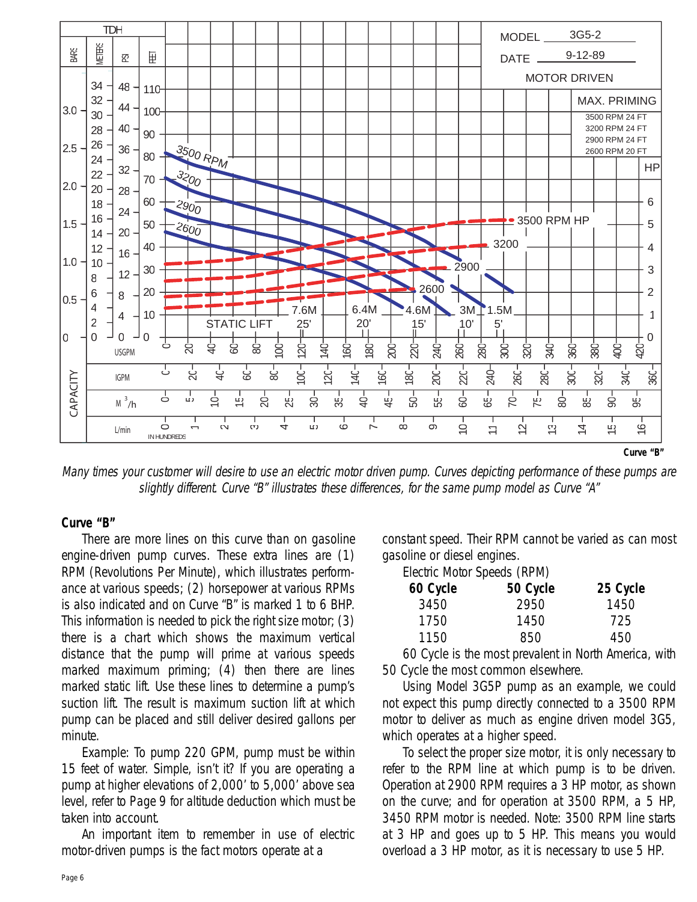MODEL 3G5-2
DATE 9-12-89
MOTOR DRIVEN

MAX. PRIMING
3500 RPM 24 FT
3200 RPM 24 FT
2900 RPM 24 FT
2600 RPM 20 FT

Curve "B"

*Many times your customer will desire to use an electric motor driven pump. Curves depicting performance of these pumps are slightly different. Curve "B" illustrates these differences, for the same pump model as Curve "A"*

**Curve "B"**

There are more lines on this curve than on gasoline engine-driven pump curves. These extra lines are (1) RPM (Revolutions Per Minute), which illustrates performance at various speeds; (2) horsepower at various RPMs is also indicated and on Curve "B" is marked 1 to 6 BHP. This information is needed to pick the right size motor; (3) there is a chart which shows the maximum vertical distance that the pump will prime at various speeds marked maximum priming; (4) then there are lines marked static lift. Use these lines to determine a pump's suction lift. The result is maximum suction lift at which pump can be placed and still deliver desired gallons per minute.

Example: To pump 220 GPM, pump must be within 15 feet of water. Simple, isn't it? If you are operating a pump at higher elevations of 2,000' to 5,000' above sea level, refer to Page 9 for altitude deduction which must be taken into account.

An important item to remember in use of electric motor-driven pumps is the fact motors operate at a constant speed. Their RPM cannot be varied as can most gasoline or diesel engines.

Electric Motor Speeds (RPM)

| 60 Cycle | 50 Cycle | 25 Cycle |
|---|---|---|
| 3450 | 2950 | 1450 |
| 1750 | 1450 | 725 |
| 1150 | 850 | 450 |

60 Cycle is the most prevalent in North America, with 50 Cycle the most common elsewhere.

Using Model 3G5P pump as an example, we could not expect this pump directly connected to a 3500 RPM motor to deliver as much as engine driven model 3G5, which operates at a higher speed.

To select the proper size motor, it is only necessary to refer to the RPM line at which pump is to be driven. Operation at 2900 RPM requires a 3 HP motor, as shown on the curve; and for operation at 3500 RPM, a 5 HP, 3450 RPM motor is needed. Note: 3500 RPM line starts at 3 HP and goes up to 5 HP. This means you would overload a 3 HP motor, as it is necessary to use 5 HP.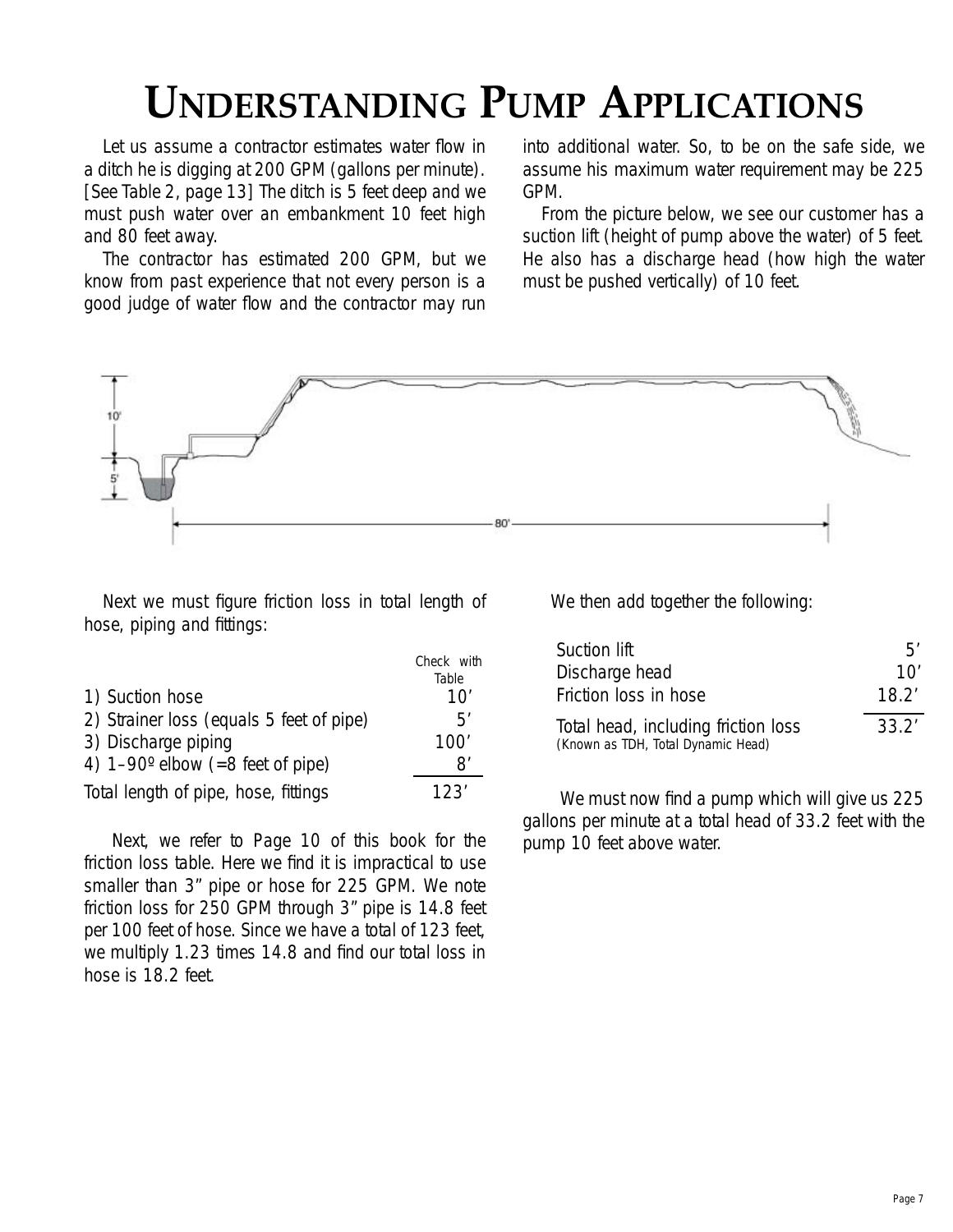# Understanding Pump Applications

Let us assume a contractor estimates water flow in a ditch he is digging at 200 GPM (gallons per minute). [See Table 2, page 13] The ditch is 5 feet deep and we must push water over an embankment 10 feet high and 80 feet away.

The contractor has estimated 200 GPM, but we know from past experience that not every person is a good judge of water flow and the contractor may run into additional water. So, to be on the safe side, we assume his maximum water requirement may be 225 GPM.

From the picture below, we see our customer has a suction lift (height of pump above the water) of 5 feet. He also has a discharge head (how high the water must be pushed vertically) of 10 feet.

Next we must figure friction loss in total length of hose, piping and fittings:

| | Check with Table |
|---|---|
| 1) Suction hose | 10′ |
| 2) Strainer loss (equals 5 feet of pipe) | 5′ |
| 3) Discharge piping | 100′ |
| 4) 1–90º elbow (=8 feet of pipe) | 8′ |
| Total length of pipe, hose, fittings | 123′ |

Next, we refer to Page 10 of this book for the friction loss table. Here we find it is impractical to use smaller than 3" pipe or hose for 225 GPM. We note friction loss for 250 GPM through 3" pipe is 14.8 feet per 100 feet of hose. Since we have a total of 123 feet, we multiply 1.23 times 14.8 and find our total loss in hose is 18.2 feet.

We then add together the following:

| | |
|---|---|
| Suction lift | 5′ |
| Discharge head | 10′ |
| Friction loss in hose | 18.2′ |
| Total head, including friction loss (Known as TDH, Total Dynamic Head) | 33.2′ |

We must now find a pump which will give us 225 gallons per minute at a total head of 33.2 feet with the pump 10 feet above water.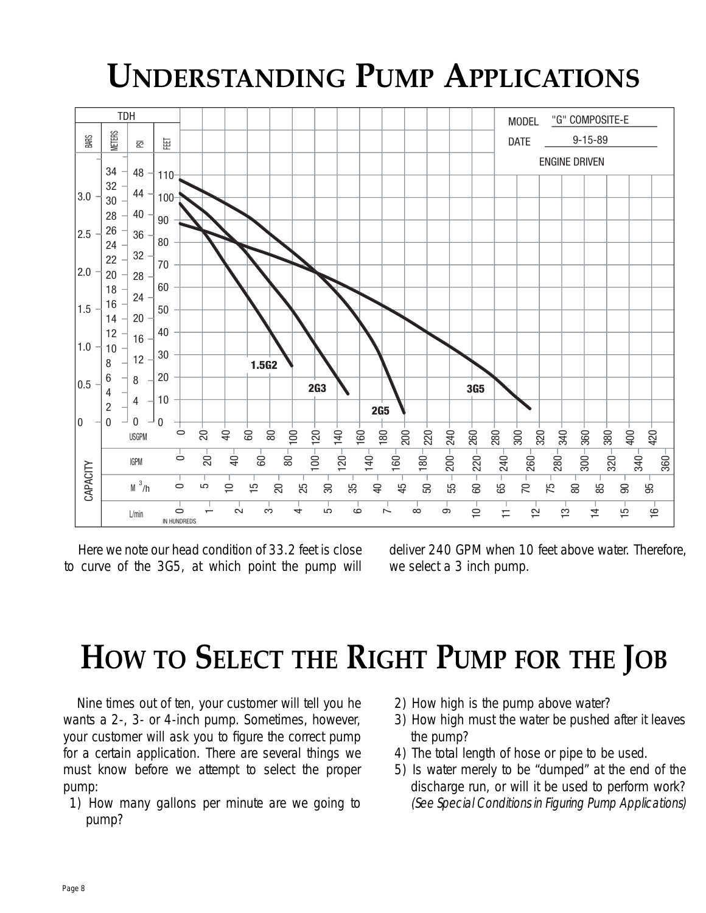# Understanding Pump Applications

Here we note our head condition of 33.2 feet is close to curve of the 3G5, at which point the pump will deliver 240 GPM when 10 feet above water. Therefore, we select a 3 inch pump.

# How to Select the Right Pump for the Job

Nine times out of ten, your customer will tell you he wants a 2-, 3- or 4-inch pump. Sometimes, however, your customer will ask you to figure the correct pump for a certain application. There are several things we must know before we attempt to select the proper pump:

1) How many gallons per minute are we going to pump?
2) How high is the pump above water?
3) How high must the water be pushed after it leaves the pump?
4) The total length of hose or pipe to be used.
5) Is water merely to be "dumped" at the end of the discharge run, or will it be used to perform work? *(See Special Conditions in Figuring Pump Applications)*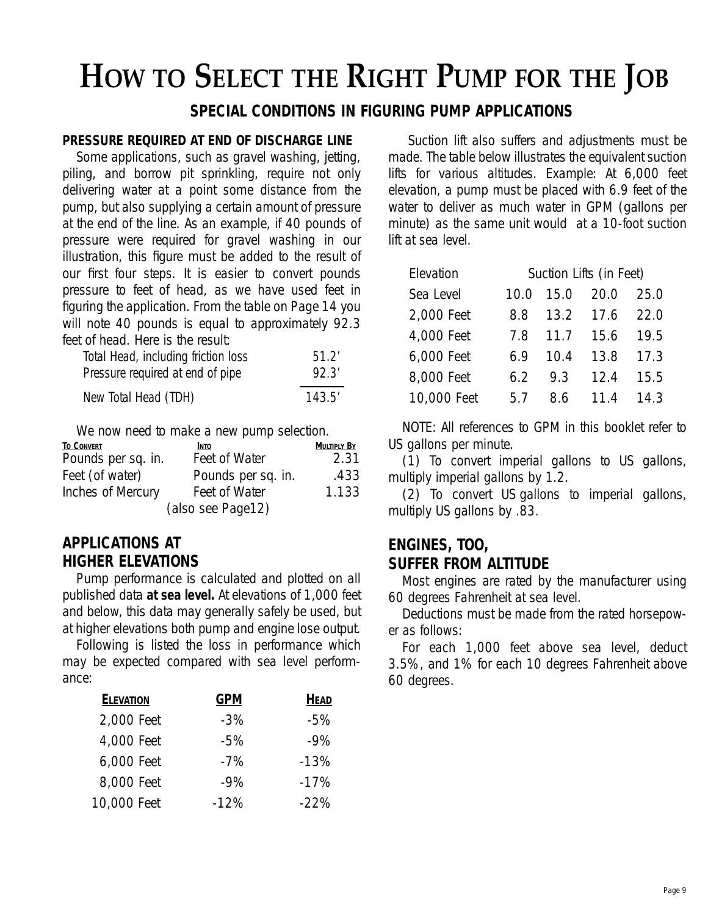# How to Select the Right Pump for the Job

## SPECIAL CONDITIONS IN FIGURING PUMP APPLICATIONS

### PRESSURE REQUIRED AT END OF DISCHARGE LINE

Some applications, such as gravel washing, jetting, piling, and borrow pit sprinkling, require not only delivering water at a point some distance from the pump, but also supplying a certain amount of pressure at the end of the line. As an example, if 40 pounds of pressure were required for gravel washing in our illustration, this figure must be added to the result of our first four steps. It is easier to convert pounds pressure to feet of head, as we have used feet in figuring the application. From the table on Page 14 you will note 40 pounds is equal to approximately 92.3 feet of head. Here is the result:

| | |
|---|---|
| *Total Head, including friction loss* | 51.2' |
| *Pressure required at end of pipe* | 92.3' |
| *New Total Head (TDH)* | 143.5' |

We now need to make a new pump selection.

| To Convert | Into | Multiply By |
|---|---|---|
| Pounds per sq. in. | Feet of Water | 2.31 |
| Feet (of water) | Pounds per sq. in. | .433 |
| Inches of Mercury | Feet of Water | 1.133 |

(also see Page12)

### APPLICATIONS AT HIGHER ELEVATIONS

Pump performance is calculated and plotted on all published data **at sea level.** At elevations of 1,000 feet and below, this data may generally safely be used, but at higher elevations both pump and engine lose output.

Following is listed the loss in performance which may be expected compared with sea level performance:

| Elevation | GPM | Head |
|---|---|---|
| 2,000 Feet | -3% | -5% |
| 4,000 Feet | -5% | -9% |
| 6,000 Feet | -7% | -13% |
| 8,000 Feet | -9% | -17% |
| 10,000 Feet | -12% | -22% |

Suction lift also suffers and adjustments must be made. The table below illustrates the equivalent suction lifts for various altitudes. Example: At 6,000 feet elevation, a pump must be placed with 6.9 feet of the water to deliver as much water in GPM (gallons per minute) as the same unit would at a 10-foot suction lift at sea level.

| Elevation | Suction Lifts (in Feet) | | | |
|---|---|---|---|---|
| Sea Level | 10.0 | 15.0 | 20.0 | 25.0 |
| 2,000 Feet | 8.8 | 13.2 | 17.6 | 22.0 |
| 4,000 Feet | 7.8 | 11.7 | 15.6 | 19.5 |
| 6,000 Feet | 6.9 | 10.4 | 13.8 | 17.3 |
| 8,000 Feet | 6.2 | 9.3 | 12.4 | 15.5 |
| 10,000 Feet | 5.7 | 8.6 | 11.4 | 14.3 |

NOTE: All references to GPM in this booklet refer to US gallons per minute.

(1) To convert imperial gallons to US gallons, multiply imperial gallons by 1.2.

(2) To convert US gallons to imperial gallons, multiply US gallons by .83.

### ENGINES, TOO, SUFFER FROM ALTITUDE

Most engines are rated by the manufacturer using 60 degrees Fahrenheit at sea level.

Deductions must be made from the rated horsepower as follows:

For each 1,000 feet above sea level, deduct 3.5%, and 1% for each 10 degrees Fahrenheit above 60 degrees.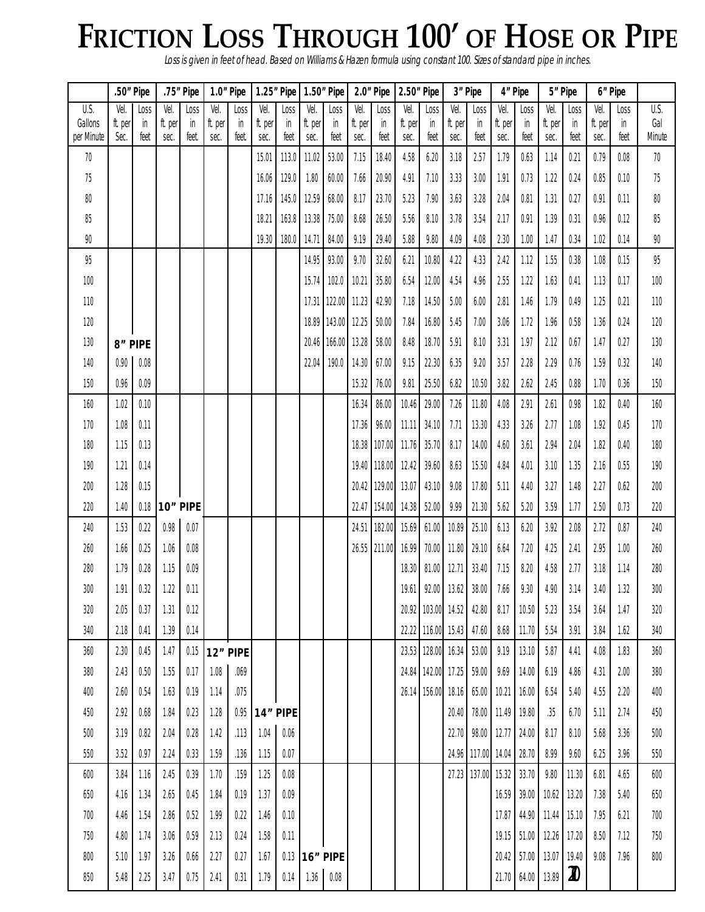# FRICTION LOSS THROUGH 100′ OF HOSE OR PIPE

*Loss is given in feet of head. Based on Williams & Hazen formula using constant 100. Sizes of standard pipe in inches.*

| | .50″ Pipe | | .75″ Pipe | | 1.0″ Pipe | | 1.25″ Pipe | | 1.50″ Pipe | | 2.0″ Pipe | | 2.50″ Pipe | | 3″ Pipe | | 4″ Pipe | | 5″ Pipe | | 6″ Pipe | | |
|---|---|---|---|---|---|---|---|---|---|---|---|---|---|---|---|---|---|---|---|---|---|---|---|
| U.S. Gallons per Minute | Vel. ft. per Sec. | Loss in feet | Vel. ft. per sec. | Loss in feet. | Vel. ft. per sec. | Loss in feet. | Vel. ft. per sec. | Loss in feet | Vel. ft. per sec. | Loss in feet | Vel. ft. per sec. | Loss in feet | Vel. ft. per sec. | Loss in feet | Vel. ft. per sec. | Loss in feet | Vel. ft. per sec. | Loss in feet | Vel. ft. per sec. | Loss in feet | Vel. ft. per sec. | Loss in feet | U.S. Gal Minute |
| 70 | | | | | | | 15.01 | 113.0 | 11.02 | 53.00 | 7.15 | 18.40 | 4.58 | 6.20 | 3.18 | 2.57 | 1.79 | 0.63 | 1.14 | 0.21 | 0.79 | 0.08 | 70 |
| 75 | | | | | | | 16.06 | 129.0 | 1.80 | 60.00 | 7.66 | 20.90 | 4.91 | 7.10 | 3.33 | 3.00 | 1.91 | 0.73 | 1.22 | 0.24 | 0.85 | 0.10 | 75 |
| 80 | | | | | | | 17.16 | 145.0 | 12.59 | 68.00 | 8.17 | 23.70 | 5.23 | 7.90 | 3.63 | 3.28 | 2.04 | 0.81 | 1.31 | 0.27 | 0.91 | 0.11 | 80 |
| 85 | | | | | | | 18.21 | 163.8 | 13.38 | 75.00 | 8.68 | 26.50 | 5.56 | 8.10 | 3.78 | 3.54 | 2.17 | 0.91 | 1.39 | 0.31 | 0.96 | 0.12 | 85 |
| 90 | | | | | | | 19.30 | 180.0 | 14.71 | 84.00 | 9.19 | 29.40 | 5.88 | 9.80 | 4.09 | 4.08 | 2.30 | 1.00 | 1.47 | 0.34 | 1.02 | 0.14 | 90 |
| 95 | | | | | | | | | 14.95 | 93.00 | 9.70 | 32.60 | 6.21 | 10.80 | 4.22 | 4.33 | 2.42 | 1.12 | 1.55 | 0.38 | 1.08 | 0.15 | 95 |
| 100 | | | | | | | | | 15.74 | 102.0 | 10.21 | 35.80 | 6.54 | 12.00 | 4.54 | 4.96 | 2.55 | 1.22 | 1.63 | 0.41 | 1.13 | 0.17 | 100 |
| 110 | | | | | | | | | 17.31 | 122.00 | 11.23 | 42.90 | 7.18 | 14.50 | 5.00 | 6.00 | 2.81 | 1.46 | 1.79 | 0.49 | 1.25 | 0.21 | 110 |
| 120 | | | | | | | | | 18.89 | 143.00 | 12.25 | 50.00 | 7.84 | 16.80 | 5.45 | 7.00 | 3.06 | 1.72 | 1.96 | 0.58 | 1.36 | 0.24 | 120 |
| 130 | **8″ PIPE** | | | | | | | | 20.46 | 166.00 | 13.28 | 58.00 | 8.48 | 18.70 | 5.91 | 8.10 | 3.31 | 1.97 | 2.12 | 0.67 | 1.47 | 0.27 | 130 |
| 140 | 0.90 | 0.08 | | | | | | | 22.04 | 190.0 | 14.30 | 67.00 | 9.15 | 22.30 | 6.35 | 9.20 | 3.57 | 2.28 | 2.29 | 0.76 | 1.59 | 0.32 | 140 |
| 150 | 0.96 | 0.09 | | | | | | | | | 15.32 | 76.00 | 9.81 | 25.50 | 6.82 | 10.50 | 3.82 | 2.62 | 2.45 | 0.88 | 1.70 | 0.36 | 150 |
| 160 | 1.02 | 0.10 | | | | | | | | | 16.34 | 86.00 | 10.46 | 29.00 | 7.26 | 11.80 | 4.08 | 2.91 | 2.61 | 0.98 | 1.82 | 0.40 | 160 |
| 170 | 1.08 | 0.11 | | | | | | | | | 17.36 | 96.00 | 11.11 | 34.10 | 7.71 | 13.30 | 4.33 | 3.26 | 2.77 | 1.08 | 1.92 | 0.45 | 170 |
| 180 | 1.15 | 0.13 | | | | | | | | | 18.38 | 107.00 | 11.76 | 35.70 | 8.17 | 14.00 | 4.60 | 3.61 | 2.94 | 2.04 | 1.82 | 0.40 | 180 |
| 190 | 1.21 | 0.14 | | | | | | | | | 19.40 | 118.00 | 12.42 | 39.60 | 8.63 | 15.50 | 4.84 | 4.01 | 3.10 | 1.35 | 2.16 | 0.55 | 190 |
| 200 | 1.28 | 0.15 | | | | | | | | | 20.42 | 129.00 | 13.07 | 43.10 | 9.08 | 17.80 | 5.11 | 4.40 | 3.27 | 1.48 | 2.27 | 0.62 | 200 |
| 220 | 1.40 | 0.18 | **10″ PIPE** | | | | | | | | 22.47 | 154.00 | 14.38 | 52.00 | 9.99 | 21.30 | 5.62 | 5.20 | 3.59 | 1.77 | 2.50 | 0.73 | 220 |
| 240 | 1.53 | 0.22 | 0.98 | 0.07 | | | | | | | 24.51 | 182.00 | 15.69 | 61.00 | 10.89 | 25.10 | 6.13 | 6.20 | 3.92 | 2.08 | 2.72 | 0.87 | 240 |
| 260 | 1.66 | 0.25 | 1.06 | 0.08 | | | | | | | 26.55 | 211.00 | 16.99 | 70.00 | 11.80 | 29.10 | 6.64 | 7.20 | 4.25 | 2.41 | 2.95 | 1.00 | 260 |
| 280 | 1.79 | 0.28 | 1.15 | 0.09 | | | | | | | | | 18.30 | 81.00 | 12.71 | 33.40 | 7.15 | 8.20 | 4.58 | 2.77 | 3.18 | 1.14 | 280 |
| 300 | 1.91 | 0.32 | 1.22 | 0.11 | | | | | | | | | 19.61 | 92.00 | 13.62 | 38.00 | 7.66 | 9.30 | 4.90 | 3.14 | 3.40 | 1.32 | 300 |
| 320 | 2.05 | 0.37 | 1.31 | 0.12 | | | | | | | | | 20.92 | 103.00 | 14.52 | 42.80 | 8.17 | 10.50 | 5.23 | 3.54 | 3.64 | 1.47 | 320 |
| 340 | 2.18 | 0.41 | 1.39 | 0.14 | | | | | | | | | 22.22 | 116.00 | 15.43 | 47.60 | 8.68 | 11.70 | 5.54 | 3.91 | 3.84 | 1.62 | 340 |
| 360 | 2.30 | 0.45 | 1.47 | 0.15 | **12″ PIPE** | | | | | | | | 23.53 | 128.00 | 16.34 | 53.00 | 9.19 | 13.10 | 5.87 | 4.41 | 4.08 | 1.83 | 360 |
| 380 | 2.43 | 0.50 | 1.55 | 0.17 | 1.08 | .069 | | | | | | | 24.84 | 142.00 | 17.25 | 59.00 | 9.69 | 14.00 | 6.19 | 4.86 | 4.31 | 2.00 | 380 |
| 400 | 2.60 | 0.54 | 1.63 | 0.19 | 1.14 | .075 | | | | | | | 26.14 | 156.00 | 18.16 | 65.00 | 10.21 | 16.00 | 6.54 | 5.40 | 4.55 | 2.20 | 400 |
| 450 | 2.92 | 0.68 | 1.84 | 0.23 | 1.28 | 0.95 | **14″ PIPE** | | | | | | | | 20.40 | 78.00 | 11.49 | 19.80 | .35 | 6.70 | 5.11 | 2.74 | 450 |
| 500 | 3.19 | 0.82 | 2.04 | 0.28 | 1.42 | .113 | 1.04 | 0.06 | | | | | | | 22.70 | 98.00 | 12.77 | 24.00 | 8.17 | 8.10 | 5.68 | 3.36 | 500 |
| 550 | 3.52 | 0.97 | 2.24 | 0.33 | 1.59 | .136 | 1.15 | 0.07 | | | | | | | 24.96 | 117.00 | 14.04 | 28.70 | 8.99 | 9.60 | 6.25 | 3.96 | 550 |
| 600 | 3.84 | 1.16 | 2.45 | 0.39 | 1.70 | .159 | 1.25 | 0.08 | | | | | | | 27.23 | 137.00 | 15.32 | 33.70 | 9.80 | 11.30 | 6.81 | 4.65 | 600 |
| 650 | 4.16 | 1.34 | 2.65 | 0.45 | 1.84 | 0.19 | 1.37 | 0.09 | | | | | | | | | 16.59 | 39.00 | 10.62 | 13.20 | 7.38 | 5.40 | 650 |
| 700 | 4.46 | 1.54 | 2.86 | 0.52 | 1.99 | 0.22 | 1.46 | 0.10 | | | | | | | | | 17.87 | 44.90 | 11.44 | 15.10 | 7.95 | 6.21 | 700 |
| 750 | 4.80 | 1.74 | 3.06 | 0.59 | 2.13 | 0.24 | 1.58 | 0.11 | | | | | | | | | 19.15 | 51.00 | 12.26 | 17.20 | 8.50 | 7.12 | 750 |
| 800 | 5.10 | 1.97 | 3.26 | 0.66 | 2.27 | 0.27 | 1.67 | 0.13 | **16″ PIPE** | | | | | | | | 20.42 | 57.00 | 13.07 | 19.40 | 9.08 | 7.96 | 800 |
| 850 | 5.48 | 2.25 | 3.47 | 0.75 | 2.41 | 0.31 | 1.79 | 0.14 | 1.36 | 0.08 | | | | | | | 21.70 | 64.00 | 13.89 | 20 | | | |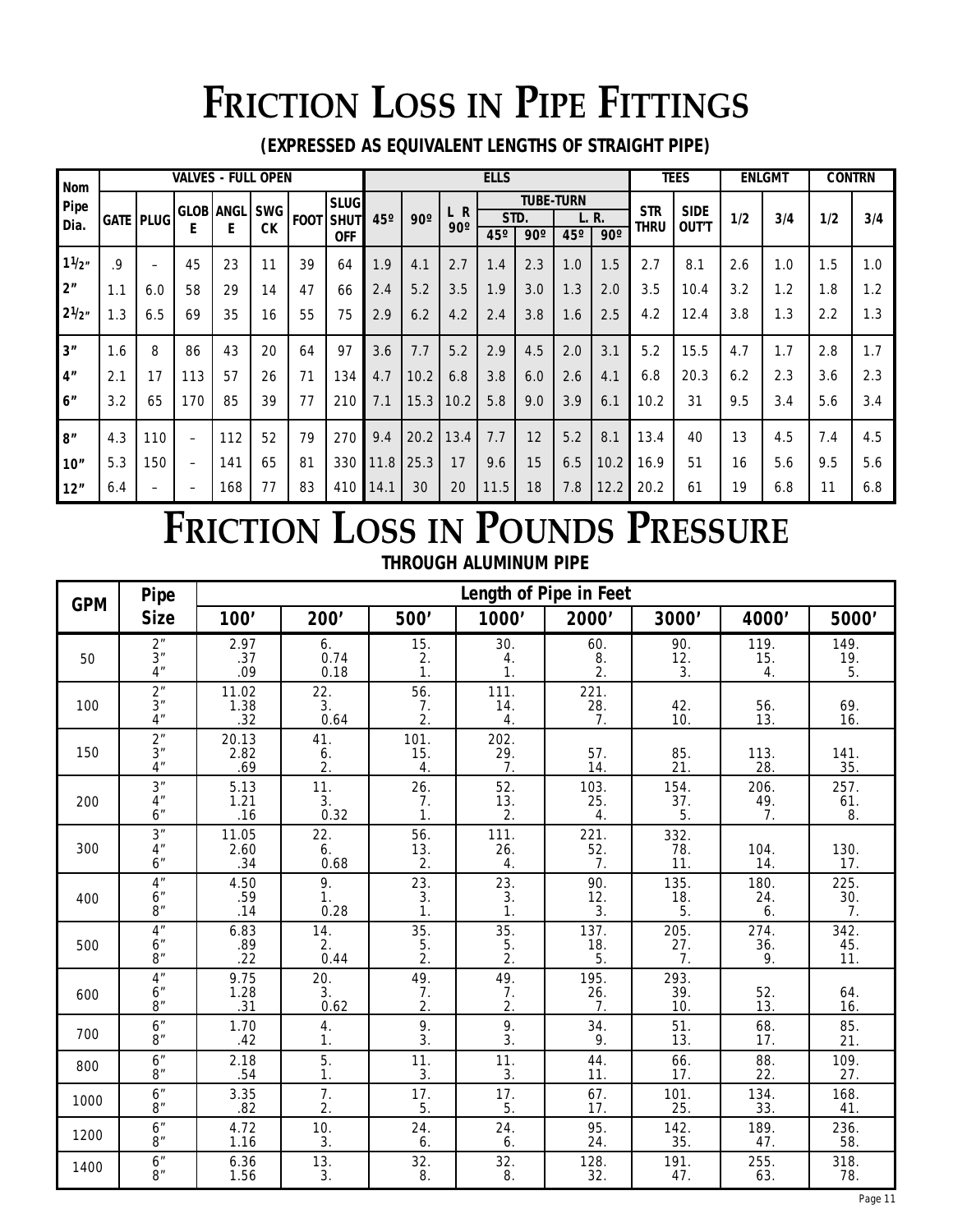# FRICTION LOSS IN PIPE FITTINGS

**(EXPRESSED AS EQUIVALENT LENGTHS OF STRAIGHT PIPE)**

| Nom Pipe Dia. | VALVES - FULL OPEN | | | | | | | ELLS | | | | | | | TEES | | ENLGMT | | CONTRN | |
|---|---|---|---|---|---|---|---|---|---|---|---|---|---|---|---|---|---|---|---|---|
| | GATE | PLUG | GLOBE | ANGLE | SWG CK | FOOT | SLUG SHUT OFF | 45º | 90º | L R 90º | TUBE-TURN STD. 45º | TUBE-TURN STD. 90º | TUBE-TURN L. R. 45º | TUBE-TURN L. R. 90º | STR THRU | SIDE OUT'T | 1/2 | 3/4 | 1/2 | 3/4 |
| 1 1/2" | .9 | – | 45 | 23 | 11 | 39 | 64 | 1.9 | 4.1 | 2.7 | 1.4 | 2.3 | 1.0 | 1.5 | 2.7 | 8.1 | 2.6 | 1.0 | 1.5 | 1.0 |
| 2" | 1.1 | 6.0 | 58 | 29 | 14 | 47 | 66 | 2.4 | 5.2 | 3.5 | 1.9 | 3.0 | 1.3 | 2.0 | 3.5 | 10.4 | 3.2 | 1.2 | 1.8 | 1.2 |
| 2 1/2" | 1.3 | 6.5 | 69 | 35 | 16 | 55 | 75 | 2.9 | 6.2 | 4.2 | 2.4 | 3.8 | 1.6 | 2.5 | 4.2 | 12.4 | 3.8 | 1.3 | 2.2 | 1.3 |
| 3" | 1.6 | 8 | 86 | 43 | 20 | 64 | 97 | 3.6 | 7.7 | 5.2 | 2.9 | 4.5 | 2.0 | 3.1 | 5.2 | 15.5 | 4.7 | 1.7 | 2.8 | 1.7 |
| 4" | 2.1 | 17 | 113 | 57 | 26 | 71 | 134 | 4.7 | 10.2 | 6.8 | 3.8 | 6.0 | 2.6 | 4.1 | 6.8 | 20.3 | 6.2 | 2.3 | 3.6 | 2.3 |
| 6" | 3.2 | 65 | 170 | 85 | 39 | 77 | 210 | 7.1 | 15.3 | 10.2 | 5.8 | 9.0 | 3.9 | 6.1 | 10.2 | 31 | 9.5 | 3.4 | 5.6 | 3.4 |
| 8" | 4.3 | 110 | – | 112 | 52 | 79 | 270 | 9.4 | 20.2 | 13.4 | 7.7 | 12 | 5.2 | 8.1 | 13.4 | 40 | 13 | 4.5 | 7.4 | 4.5 |
| 10" | 5.3 | 150 | – | 141 | 65 | 81 | 330 | 11.8 | 25.3 | 17 | 9.6 | 15 | 6.5 | 10.2 | 16.9 | 51 | 16 | 5.6 | 9.5 | 5.6 |
| 12" | 6.4 | – | – | 168 | 77 | 83 | 410 | 14.1 | 30 | 20 | 11.5 | 18 | 7.8 | 12.2 | 20.2 | 61 | 19 | 6.8 | 11 | 6.8 |

# FRICTION LOSS IN POUNDS PRESSURE

**THROUGH ALUMINUM PIPE**

| GPM | Pipe Size | Length of Pipe in Feet | | | | | | | |
|---|---|---|---|---|---|---|---|---|---|
| | | 100' | 200' | 500' | 1000' | 2000' | 3000' | 4000' | 5000' |
| 50 | 2" | 2.97 | 6. | 15. | 30. | 60. | 90. | 119. | 149. |
| | 3" | .37 | 0.74 | 2. | 4. | 8. | 12. | 15. | 19. |
| | 4" | .09 | 0.18 | 1. | 1. | 2. | 3. | 4. | 5. |
| 100 | 2" | 11.02 | 22. | 56. | 111. | 221. | | | |
| | 3" | 1.38 | 3. | 7. | 14. | 28. | 42. | 56. | 69. |
| | 4" | .32 | 0.64 | 2. | 4. | 7. | 10. | 13. | 16. |
| 150 | 2" | 20.13 | 41. | 101. | 202. | | | | |
| | 3" | 2.82 | 6. | 15. | 29. | 57. | 85. | 113. | 141. |
| | 4" | .69 | 2. | 4. | 7. | 14. | 21. | 28. | 35. |
| 200 | 3" | 5.13 | 11. | 26. | 52. | 103. | 154. | 206. | 257. |
| | 4" | 1.21 | 3. | 7. | 13. | 25. | 37. | 49. | 61. |
| | 6" | .16 | 0.32 | 1. | 2. | 4. | 5. | 7. | 8. |
| 300 | 3" | 11.05 | 22. | 56. | 111. | 221. | 332. | | |
| | 4" | 2.60 | 6. | 13. | 26. | 52. | 78. | 104. | 130. |
| | 6" | .34 | 0.68 | 2. | 4. | 7. | 11. | 14. | 17. |
| 400 | 4" | 4.50 | 9. | 23. | 23. | 90. | 135. | 180. | 225. |
| | 6" | .59 | 1. | 3. | 3. | 12. | 18. | 24. | 30. |
| | 8" | .14 | 0.28 | 1. | 1. | 3. | 5. | 6. | 7. |
| 500 | 4" | 6.83 | 14. | 35. | 35. | 137. | 205. | 274. | 342. |
| | 6" | .89 | 2. | 5. | 5. | 18. | 27. | 36. | 45. |
| | 8" | .22 | 0.44 | 2. | 2. | 5. | 7. | 9. | 11. |
| 600 | 4" | 9.75 | 20. | 49. | 49. | 195. | 293. | | |
| | 6" | 1.28 | 3. | 7. | 7. | 26. | 39. | 52. | 64. |
| | 8" | .31 | 0.62 | 2. | 2. | 7. | 10. | 13. | 16. |
| 700 | 6" | 1.70 | 4. | 9. | 9. | 34. | 51. | 68. | 85. |
| | 8" | .42 | 1. | 3. | 3. | 9. | 13. | 17. | 21. |
| 800 | 6" | 2.18 | 5. | 11. | 11. | 44. | 66. | 88. | 109. |
| | 8" | .54 | 1. | 3. | 3. | 11. | 17. | 22. | 27. |
| 1000 | 6" | 3.35 | 7. | 17. | 17. | 67. | 101. | 134. | 168. |
| | 8" | .82 | 2. | 5. | 5. | 17. | 25. | 33. | 41. |
| 1200 | 6" | 4.72 | 10. | 24. | 24. | 95. | 142. | 189. | 236. |
| | 8" | 1.16 | 3. | 6. | 6. | 24. | 35. | 47. | 58. |
| 1400 | 6" | 6.36 | 13. | 32. | 32. | 128. | 191. | 255. | 318. |
| | 8" | 1.56 | 3. | 8. | 8. | 32. | 47. | 63. | 78. |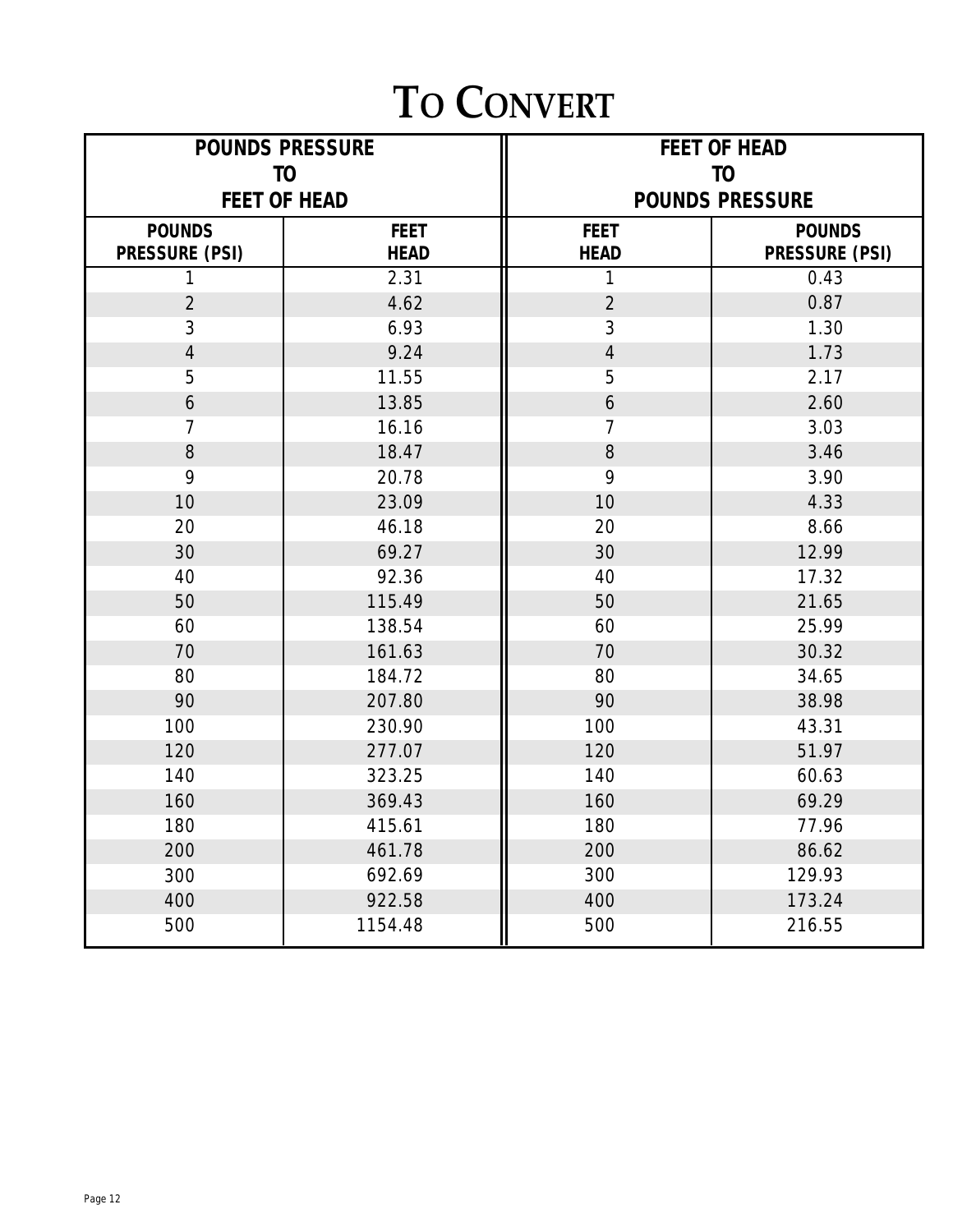# To Convert

| POUNDS PRESSURE TO FEET OF HEAD | | FEET OF HEAD TO POUNDS PRESSURE | |
|---|---|---|---|
| **POUNDS PRESSURE (PSI)** | **FEET HEAD** | **FEET HEAD** | **POUNDS PRESSURE (PSI)** |
| 1 | 2.31 | 1 | 0.43 |
| 2 | 4.62 | 2 | 0.87 |
| 3 | 6.93 | 3 | 1.30 |
| 4 | 9.24 | 4 | 1.73 |
| 5 | 11.55 | 5 | 2.17 |
| 6 | 13.85 | 6 | 2.60 |
| 7 | 16.16 | 7 | 3.03 |
| 8 | 18.47 | 8 | 3.46 |
| 9 | 20.78 | 9 | 3.90 |
| 10 | 23.09 | 10 | 4.33 |
| 20 | 46.18 | 20 | 8.66 |
| 30 | 69.27 | 30 | 12.99 |
| 40 | 92.36 | 40 | 17.32 |
| 50 | 115.49 | 50 | 21.65 |
| 60 | 138.54 | 60 | 25.99 |
| 70 | 161.63 | 70 | 30.32 |
| 80 | 184.72 | 80 | 34.65 |
| 90 | 207.80 | 90 | 38.98 |
| 100 | 230.90 | 100 | 43.31 |
| 120 | 277.07 | 120 | 51.97 |
| 140 | 323.25 | 140 | 60.63 |
| 160 | 369.43 | 160 | 69.29 |
| 180 | 415.61 | 180 | 77.96 |
| 200 | 461.78 | 200 | 86.62 |
| 300 | 692.69 | 300 | 129.93 |
| 400 | 922.58 | 400 | 173.24 |
| 500 | 1154.48 | 500 | 216.55 |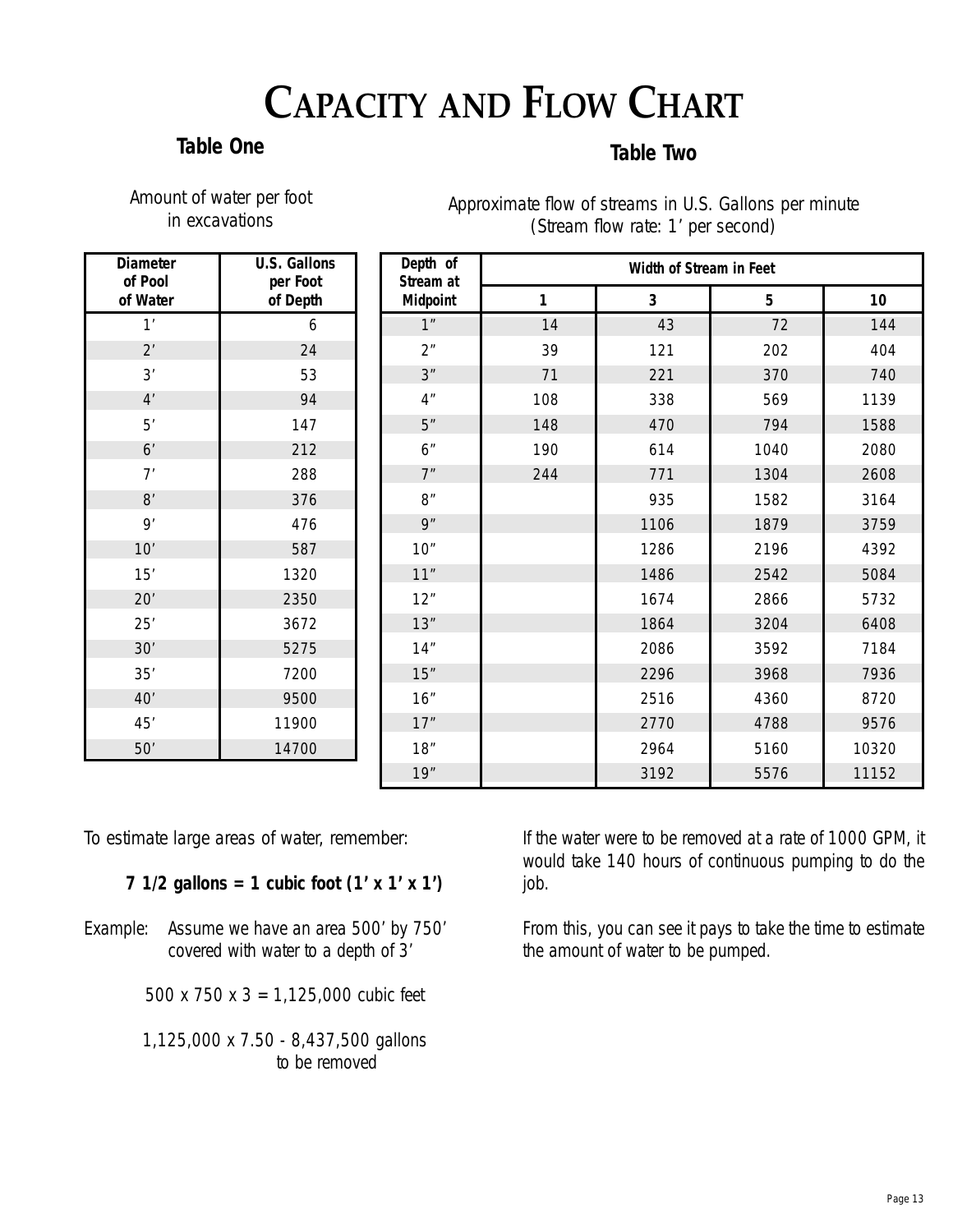# Capacity and Flow Chart

## Table One

Amount of water per foot in excavations

| Diameter of Pool of Water | U.S. Gallons per Foot of Depth |
|---|---|
| 1’ | 6 |
| 2’ | 24 |
| 3’ | 53 |
| 4’ | 94 |
| 5’ | 147 |
| 6’ | 212 |
| 7’ | 288 |
| 8’ | 376 |
| 9’ | 476 |
| 10’ | 587 |
| 15’ | 1320 |
| 20’ | 2350 |
| 25’ | 3672 |
| 30’ | 5275 |
| 35’ | 7200 |
| 40’ | 9500 |
| 45’ | 11900 |
| 50’ | 14700 |

## Table Two

Approximate flow of streams in U.S. Gallons per minute (Stream flow rate: 1’ per second)

| Depth of Stream at Midpoint | Width of Stream in Feet | | | |
|---|---|---|---|---|
| | 1 | 3 | 5 | 10 |
| 1” | 14 | 43 | 72 | 144 |
| 2” | 39 | 121 | 202 | 404 |
| 3” | 71 | 221 | 370 | 740 |
| 4” | 108 | 338 | 569 | 1139 |
| 5” | 148 | 470 | 794 | 1588 |
| 6” | 190 | 614 | 1040 | 2080 |
| 7” | 244 | 771 | 1304 | 2608 |
| 8” | | 935 | 1582 | 3164 |
| 9” | | 1106 | 1879 | 3759 |
| 10” | | 1286 | 2196 | 4392 |
| 11” | | 1486 | 2542 | 5084 |
| 12” | | 1674 | 2866 | 5732 |
| 13” | | 1864 | 3204 | 6408 |
| 14” | | 2086 | 3592 | 7184 |
| 15” | | 2296 | 3968 | 7936 |
| 16” | | 2516 | 4360 | 8720 |
| 17” | | 2770 | 4788 | 9576 |
| 18” | | 2964 | 5160 | 10320 |
| 19” | | 3192 | 5576 | 11152 |

To estimate large areas of water, remember:

**7 1/2 gallons = 1 cubic foot (1’ x 1’ x 1’)**

Example: Assume we have an area 500’ by 750’ covered with water to a depth of 3’

500 x 750 x 3 = 1,125,000 cubic feet

1,125,000 x 7.50 - 8,437,500 gallons to be removed

If the water were to be removed at a rate of 1000 GPM, it would take 140 hours of continuous pumping to do the job.

From this, you can see it pays to take the time to estimate the amount of water to be pumped.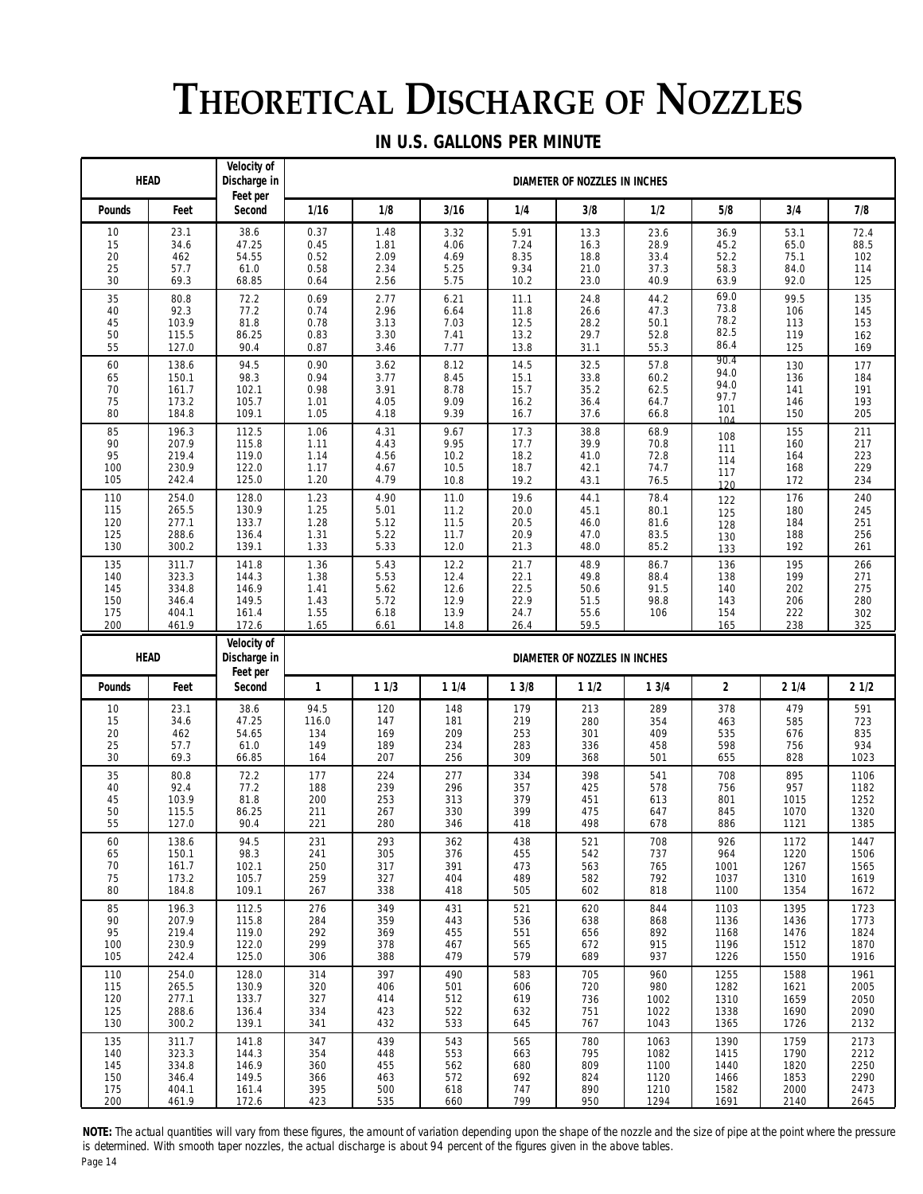# THEORETICAL DISCHARGE OF NOZZLES

## IN U.S. GALLONS PER MINUTE

| HEAD | | Velocity of Discharge in Feet per | DIAMETER OF NOZZLES IN INCHES | | | | | | | | |
|---|---|---|---|---|---|---|---|---|---|---|---|
| Pounds | Feet | Second | 1/16 | 1/8 | 3/16 | 1/4 | 3/8 | 1/2 | 5/8 | 3/4 | 7/8 |
| 10 | 23.1 | 38.6 | 0.37 | 1.48 | 3.32 | 5.91 | 13.3 | 23.6 | 36.9 | 53.1 | 72.4 |
| 15 | 34.6 | 47.25 | 0.45 | 1.81 | 4.06 | 7.24 | 16.3 | 28.9 | 45.2 | 65.0 | 88.5 |
| 20 | 462 | 54.55 | 0.52 | 2.09 | 4.69 | 8.35 | 18.8 | 33.4 | 52.2 | 75.1 | 102 |
| 25 | 57.7 | 61.0 | 0.58 | 2.34 | 5.25 | 9.34 | 21.0 | 37.3 | 58.3 | 84.0 | 114 |
| 30 | 69.3 | 68.85 | 0.64 | 2.56 | 5.75 | 10.2 | 23.0 | 40.9 | 63.9 | 92.0 | 125 |
| 35 | 80.8 | 72.2 | 0.69 | 2.77 | 6.21 | 11.1 | 24.8 | 44.2 | 69.0 | 99.5 | 135 |
| 40 | 92.3 | 77.2 | 0.74 | 2.96 | 6.64 | 11.8 | 26.6 | 47.3 | 73.8 | 106 | 145 |
| 45 | 103.9 | 81.8 | 0.78 | 3.13 | 7.03 | 12.5 | 28.2 | 50.1 | 78.2 | 113 | 153 |
| 50 | 115.5 | 86.25 | 0.83 | 3.30 | 7.41 | 13.2 | 29.7 | 52.8 | 82.5 | 119 | 162 |
| 55 | 127.0 | 90.4 | 0.87 | 3.46 | 7.77 | 13.8 | 31.1 | 55.3 | 86.4 | 125 | 169 |
| 60 | 138.6 | 94.5 | 0.90 | 3.62 | 8.12 | 14.5 | 32.5 | 57.8 | 90.4 | 130 | 177 |
| 65 | 150.1 | 98.3 | 0.94 | 3.77 | 8.45 | 15.1 | 33.8 | 60.2 | 94.0 | 136 | 184 |
| 70 | 161.7 | 102.1 | 0.98 | 3.91 | 8.78 | 15.7 | 35.2 | 62.5 | 94.0 | 141 | 191 |
| 75 | 173.2 | 105.7 | 1.01 | 4.05 | 9.09 | 16.2 | 36.4 | 64.7 | 97.7 | 146 | 193 |
| 80 | 184.8 | 109.1 | 1.05 | 4.18 | 9.39 | 16.7 | 37.6 | 66.8 | 101 104 | 150 | 205 |
| 85 | 196.3 | 112.5 | 1.06 | 4.31 | 9.67 | 17.3 | 38.8 | 68.9 | 108 | 155 | 211 |
| 90 | 207.9 | 115.8 | 1.11 | 4.43 | 9.95 | 17.7 | 39.9 | 70.8 | 111 | 160 | 217 |
| 95 | 219.4 | 119.0 | 1.14 | 4.56 | 10.2 | 18.2 | 41.0 | 72.8 | 114 | 164 | 223 |
| 100 | 230.9 | 122.0 | 1.17 | 4.67 | 10.5 | 18.7 | 42.1 | 74.7 | 117 | 168 | 229 |
| 105 | 242.4 | 125.0 | 1.20 | 4.79 | 10.8 | 19.2 | 43.1 | 76.5 | 120 | 172 | 234 |
| 110 | 254.0 | 128.0 | 1.23 | 4.90 | 11.0 | 19.6 | 44.1 | 78.4 | 122 | 176 | 240 |
| 115 | 265.5 | 130.9 | 1.25 | 5.01 | 11.2 | 20.0 | 45.1 | 80.1 | 125 | 180 | 245 |
| 120 | 277.1 | 133.7 | 1.28 | 5.12 | 11.5 | 20.5 | 46.0 | 81.6 | 128 | 184 | 251 |
| 125 | 288.6 | 136.4 | 1.31 | 5.22 | 11.7 | 20.9 | 47.0 | 83.5 | 130 | 188 | 256 |
| 130 | 300.2 | 139.1 | 1.33 | 5.33 | 12.0 | 21.3 | 48.0 | 85.2 | 133 | 192 | 261 |
| 135 | 311.7 | 141.8 | 1.36 | 5.43 | 12.2 | 21.7 | 48.9 | 86.7 | 136 | 195 | 266 |
| 140 | 323.3 | 144.3 | 1.38 | 5.53 | 12.4 | 22.1 | 49.8 | 88.4 | 138 | 199 | 271 |
| 145 | 334.8 | 146.9 | 1.41 | 5.62 | 12.6 | 22.5 | 50.6 | 91.5 | 140 | 202 | 275 |
| 150 | 346.4 | 149.5 | 1.43 | 5.72 | 12.9 | 22.9 | 51.5 | 98.8 | 143 | 206 | 280 |
| 175 | 404.1 | 161.4 | 1.55 | 6.18 | 13.9 | 24.7 | 55.6 | 106 | 154 | 222 | 302 |
| 200 | 461.9 | 172.6 | 1.65 | 6.61 | 14.8 | 26.4 | 59.5 | | 165 | 238 | 325 |

| HEAD | | Velocity of Discharge in Feet per | DIAMETER OF NOZZLES IN INCHES | | | | | | | | |
|---|---|---|---|---|---|---|---|---|---|---|---|
| Pounds | Feet | Second | 1 | 1 1/3 | 1 1/4 | 1 3/8 | 1 1/2 | 1 3/4 | 2 | 2 1/4 | 2 1/2 |
| 10 | 23.1 | 38.6 | 94.5 | 120 | 148 | 179 | 213 | 289 | 378 | 479 | 591 |
| 15 | 34.6 | 47.25 | 116.0 | 147 | 181 | 219 | 280 | 354 | 463 | 585 | 723 |
| 20 | 462 | 54.65 | 134 | 169 | 209 | 253 | 301 | 409 | 535 | 676 | 835 |
| 25 | 57.7 | 61.0 | 149 | 189 | 234 | 283 | 336 | 458 | 598 | 756 | 934 |
| 30 | 69.3 | 66.85 | 164 | 207 | 256 | 309 | 368 | 501 | 655 | 828 | 1023 |
| 35 | 80.8 | 72.2 | 177 | 224 | 277 | 334 | 398 | 541 | 708 | 895 | 1106 |
| 40 | 92.4 | 77.2 | 188 | 239 | 296 | 357 | 425 | 578 | 756 | 957 | 1182 |
| 45 | 103.9 | 81.8 | 200 | 253 | 313 | 379 | 451 | 613 | 801 | 1015 | 1252 |
| 50 | 115.5 | 86.25 | 211 | 267 | 330 | 399 | 475 | 647 | 845 | 1070 | 1320 |
| 55 | 127.0 | 90.4 | 221 | 280 | 346 | 418 | 498 | 678 | 886 | 1121 | 1385 |
| 60 | 138.6 | 94.5 | 231 | 293 | 362 | 438 | 521 | 708 | 926 | 1172 | 1447 |
| 65 | 150.1 | 98.3 | 241 | 305 | 376 | 455 | 542 | 737 | 964 | 1220 | 1506 |
| 70 | 161.7 | 102.1 | 250 | 317 | 391 | 473 | 563 | 765 | 1001 | 1267 | 1565 |
| 75 | 173.2 | 105.7 | 259 | 327 | 404 | 489 | 582 | 792 | 1037 | 1310 | 1619 |
| 80 | 184.8 | 109.1 | 267 | 338 | 418 | 505 | 602 | 818 | 1100 | 1354 | 1672 |
| 85 | 196.3 | 112.5 | 276 | 349 | 431 | 521 | 620 | 844 | 1103 | 1395 | 1723 |
| 90 | 207.9 | 115.8 | 284 | 359 | 443 | 536 | 638 | 868 | 1136 | 1436 | 1773 |
| 95 | 219.4 | 119.0 | 292 | 369 | 455 | 551 | 656 | 892 | 1168 | 1476 | 1824 |
| 100 | 230.9 | 122.0 | 299 | 378 | 467 | 565 | 672 | 915 | 1196 | 1512 | 1870 |
| 105 | 242.4 | 125.0 | 306 | 388 | 479 | 579 | 689 | 937 | 1226 | 1550 | 1916 |
| 110 | 254.0 | 128.0 | 314 | 397 | 490 | 583 | 705 | 960 | 1255 | 1588 | 1961 |
| 115 | 265.5 | 130.9 | 320 | 406 | 501 | 606 | 720 | 980 | 1282 | 1621 | 2005 |
| 120 | 277.1 | 133.7 | 327 | 414 | 512 | 619 | 736 | 1002 | 1310 | 1659 | 2050 |
| 125 | 288.6 | 136.4 | 334 | 423 | 522 | 632 | 751 | 1022 | 1338 | 1690 | 2090 |
| 130 | 300.2 | 139.1 | 341 | 432 | 533 | 645 | 767 | 1043 | 1365 | 1726 | 2132 |
| 135 | 311.7 | 141.8 | 347 | 439 | 543 | 565 | 780 | 1063 | 1390 | 1759 | 2173 |
| 140 | 323.3 | 144.3 | 354 | 448 | 553 | 663 | 795 | 1082 | 1415 | 1790 | 2212 |
| 145 | 334.8 | 146.9 | 360 | 455 | 562 | 680 | 809 | 1100 | 1440 | 1820 | 2250 |
| 150 | 346.4 | 149.5 | 366 | 463 | 572 | 692 | 824 | 1120 | 1466 | 1853 | 2290 |
| 175 | 404.1 | 161.4 | 395 | 500 | 618 | 747 | 890 | 1210 | 1582 | 2000 | 2473 |
| 200 | 461.9 | 172.6 | 423 | 535 | 660 | 799 | 950 | 1294 | 1691 | 2140 | 2645 |

**NOTE:** *The actual quantities will vary from these figures, the amount of variation depending upon the shape of the nozzle and the size of pipe at the point where the pressure is determined. With smooth taper nozzles, the actual discharge is about 94 percent of the figures given in the above tables.*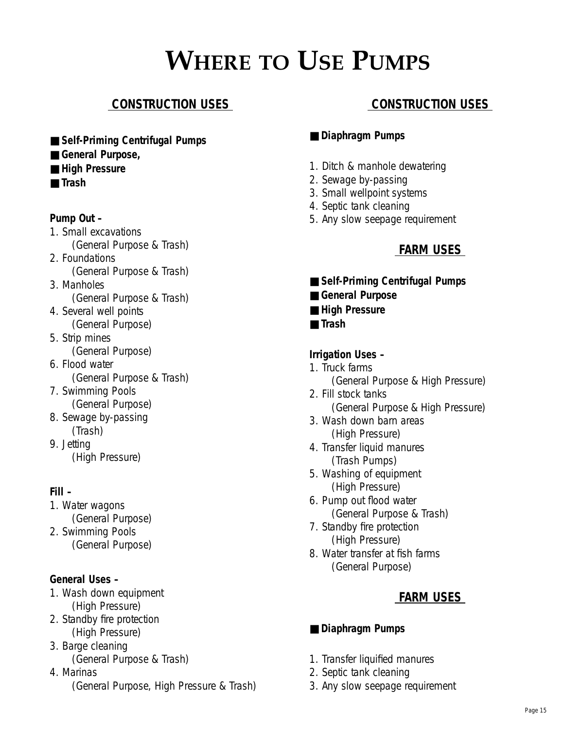# Where to Use Pumps

## CONSTRUCTION USES

- **Self-Priming Centrifugal Pumps**
- **General Purpose,**
- **High Pressure**
- **Trash**

**Pump Out –**

1. Small excavations
   (General Purpose & Trash)
2. Foundations
   (General Purpose & Trash)
3. Manholes
   (General Purpose & Trash)
4. Several well points
   (General Purpose)
5. Strip mines
   (General Purpose)
6. Flood water
   (General Purpose & Trash)
7. Swimming Pools
   (General Purpose)
8. Sewage by-passing
   (Trash)
9. Jetting
   (High Pressure)

**Fill –**

1. Water wagons
   (General Purpose)
2. Swimming Pools
   (General Purpose)

**General Uses –**

1. Wash down equipment
   (High Pressure)
2. Standby fire protection
   (High Pressure)
3. Barge cleaning
   (General Purpose & Trash)
4. Marinas
   (General Purpose, High Pressure & Trash)

## CONSTRUCTION USES

- **Diaphragm Pumps**

1. Ditch & manhole dewatering
2. Sewage by-passing
3. Small wellpoint systems
4. Septic tank cleaning
5. Any slow seepage requirement

## FARM USES

- **Self-Priming Centrifugal Pumps**
- **General Purpose**
- **High Pressure**
- **Trash**

**Irrigation Uses –**

1. Truck farms
   (General Purpose & High Pressure)
2. Fill stock tanks
   (General Purpose & High Pressure)
3. Wash down barn areas
   (High Pressure)
4. Transfer liquid manures
   (Trash Pumps)
5. Washing of equipment
   (High Pressure)
6. Pump out flood water
   (General Purpose & Trash)
7. Standby fire protection
   (High Pressure)
8. Water transfer at fish farms
   (General Purpose)

## FARM USES

- **Diaphragm Pumps**

1. Transfer liquified manures
2. Septic tank cleaning
3. Any slow seepage requirement